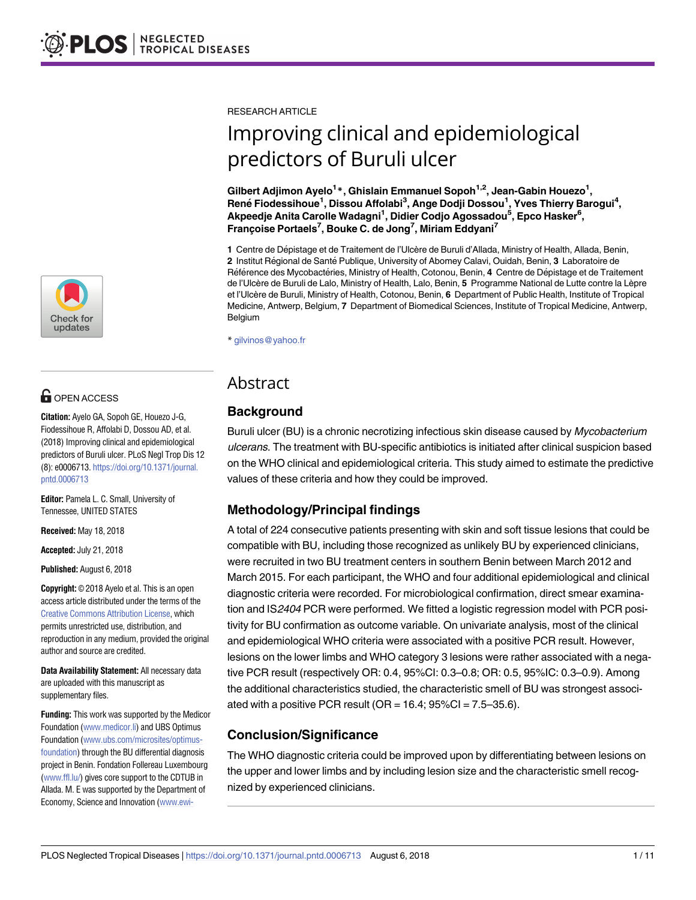RESEARCH ARTICLE

# Improving clinical and epidemiological predictors of Buruli ulcer

**Gilbert Adjimon Ayelo[1]*, Ghislain Emmanuel Sopoh[1,2], Jean-Gabin Houezo[1], René Fiodessihoue[1], Dissou Affolabi[3], Ange Dodji Dossou[1], Yves Thierry Barogui[4], Akpeedje Anita Carolle Wadagni[1], Didier Codjo Agossadou[5], Epco Hasker[6], Françoise Portaels[7], Bouke C. de Jong[7], Miriam Eddyani[7]**

**1** Centre de Dépistage et de Traitement de l'Ulcère de Buruli d'Allada, Ministry of Health, Allada, Benin, **2** Institut Régional de Santé Publique, University of Abomey Calavi, Ouidah, Benin, **3** Laboratoire de Référence des Mycobactéries, Ministry of Health, Cotonou, Benin, **4** Centre de Dépistage et de Traitement de l'Ulcère de Buruli de Lalo, Ministry of Health, Lalo, Benin, **5** Programme National de Lutte contre la Lèpre et l'Ulcère de Buruli, Ministry of Health, Cotonou, Benin, **6** Department of Public Health, Institute of Tropical Medicine, Antwerp, Belgium, **7** Department of Biomedical Sciences, Institute of Tropical Medicine, Antwerp, Belgium

* gilvinos@yahoo.fr

OPEN ACCESS

**Citation:** Ayelo GA, Sopoh GE, Houezo J-G, Fiodessihoue R, Affolabi D, Dossou AD, et al. (2018) Improving clinical and epidemiological predictors of Buruli ulcer. PLoS Negl Trop Dis 12 (8): e0006713. https://doi.org/10.1371/journal.pntd.0006713

**Editor:** Pamela L. C. Small, University of Tennessee, UNITED STATES

**Received:** May 18, 2018

**Accepted:** July 21, 2018

**Published:** August 6, 2018

**Copyright:** © 2018 Ayelo et al. This is an open access article distributed under the terms of the Creative Commons Attribution License, which permits unrestricted use, distribution, and reproduction in any medium, provided the original author and source are credited.

**Data Availability Statement:** All necessary data are uploaded with this manuscript as supplementary files.

**Funding:** This work was supported by the Medicor Foundation (www.medicor.li) and UBS Optimus Foundation (www.ubs.com/microsites/optimus-foundation) through the BU differential diagnosis project in Benin. Fondation Follereau Luxembourg (www.ffl.lu/) gives core support to the CDTUB in Allada. M. E was supported by the Department of Economy, Science and Innovation (www.ewi-

## Abstract

### Background

Buruli ulcer (BU) is a chronic necrotizing infectious skin disease caused by *Mycobacterium ulcerans*. The treatment with BU-specific antibiotics is initiated after clinical suspicion based on the WHO clinical and epidemiological criteria. This study aimed to estimate the predictive values of these criteria and how they could be improved.

### Methodology/Principal findings

A total of 224 consecutive patients presenting with skin and soft tissue lesions that could be compatible with BU, including those recognized as unlikely BU by experienced clinicians, were recruited in two BU treatment centers in southern Benin between March 2012 and March 2015. For each participant, the WHO and four additional epidemiological and clinical diagnostic criteria were recorded. For microbiological confirmation, direct smear examination and IS*2404* PCR were performed. We fitted a logistic regression model with PCR positivity for BU confirmation as outcome variable. On univariate analysis, most of the clinical and epidemiological WHO criteria were associated with a positive PCR result. However, lesions on the lower limbs and WHO category 3 lesions were rather associated with a negative PCR result (respectively OR: 0.4, 95%CI: 0.3–0.8; OR: 0.5, 95%IC: 0.3–0.9). Among the additional characteristics studied, the characteristic smell of BU was strongest associated with a positive PCR result (OR = 16.4; 95%CI = 7.5–35.6).

### Conclusion/Significance

The WHO diagnostic criteria could be improved upon by differentiating between lesions on the upper and lower limbs and by including lesion size and the characteristic smell recognized by experienced clinicians.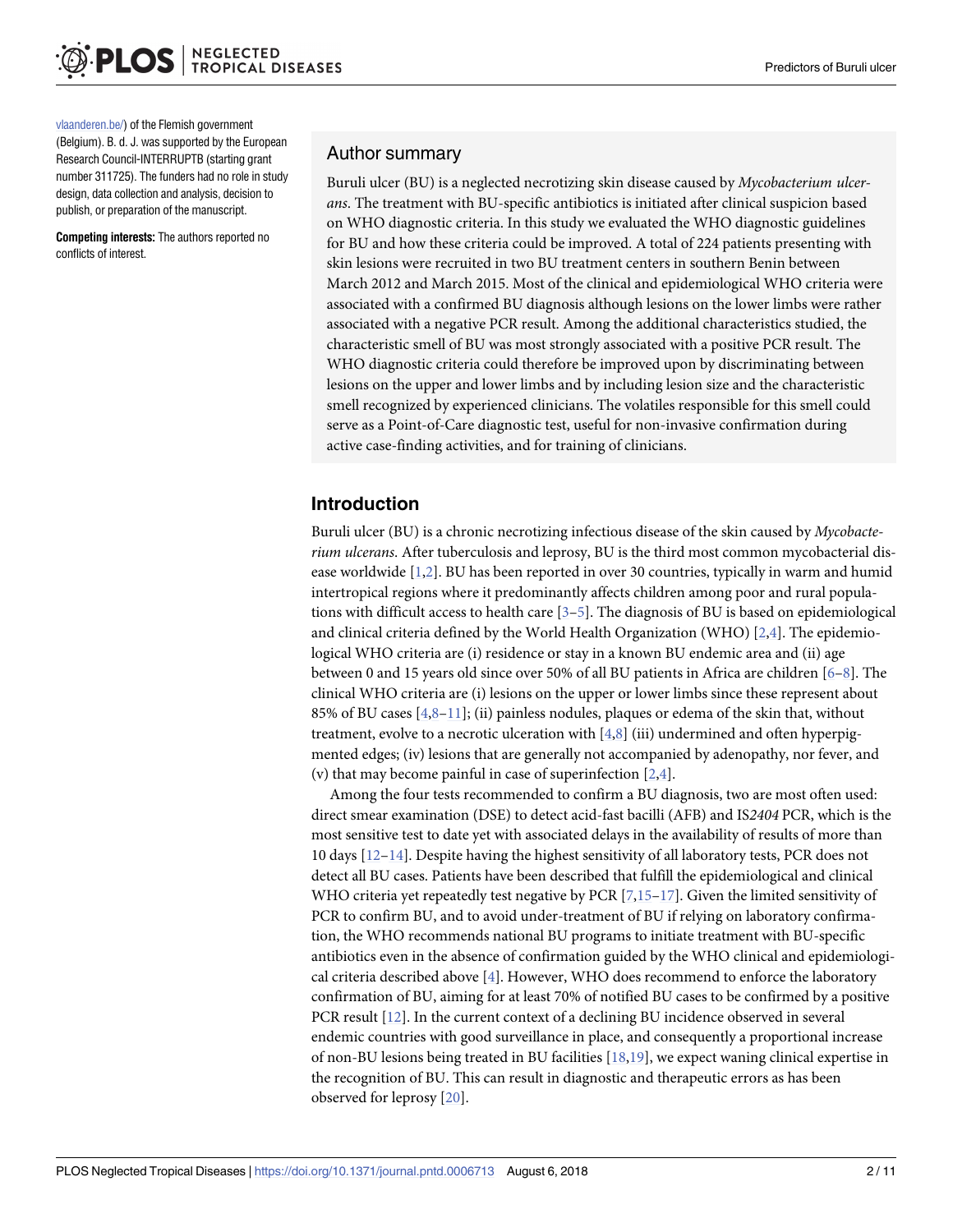vlaanderen.be/) of the Flemish government (Belgium). B. d. J. was supported by the European Research Council-INTERRUPTB (starting grant number 311725). The funders had no role in study design, data collection and analysis, decision to publish, or preparation of the manuscript.

**Competing interests:** The authors reported no conflicts of interest.

## Author summary

Buruli ulcer (BU) is a neglected necrotizing skin disease caused by *Mycobacterium ulcerans*. The treatment with BU-specific antibiotics is initiated after clinical suspicion based on WHO diagnostic criteria. In this study we evaluated the WHO diagnostic guidelines for BU and how these criteria could be improved. A total of 224 patients presenting with skin lesions were recruited in two BU treatment centers in southern Benin between March 2012 and March 2015. Most of the clinical and epidemiological WHO criteria were associated with a confirmed BU diagnosis although lesions on the lower limbs were rather associated with a negative PCR result. Among the additional characteristics studied, the characteristic smell of BU was most strongly associated with a positive PCR result. The WHO diagnostic criteria could therefore be improved upon by discriminating between lesions on the upper and lower limbs and by including lesion size and the characteristic smell recognized by experienced clinicians. The volatiles responsible for this smell could serve as a Point-of-Care diagnostic test, useful for non-invasive confirmation during active case-finding activities, and for training of clinicians.

## Introduction

Buruli ulcer (BU) is a chronic necrotizing infectious disease of the skin caused by *Mycobacterium ulcerans*. After tuberculosis and leprosy, BU is the third most common mycobacterial disease worldwide [1,2]. BU has been reported in over 30 countries, typically in warm and humid intertropical regions where it predominantly affects children among poor and rural populations with difficult access to health care [3–5]. The diagnosis of BU is based on epidemiological and clinical criteria defined by the World Health Organization (WHO) [2,4]. The epidemiological WHO criteria are (i) residence or stay in a known BU endemic area and (ii) age between 0 and 15 years old since over 50% of all BU patients in Africa are children [6–8]. The clinical WHO criteria are (i) lesions on the upper or lower limbs since these represent about 85% of BU cases [4,8–11]; (ii) painless nodules, plaques or edema of the skin that, without treatment, evolve to a necrotic ulceration with [4,8] (iii) undermined and often hyperpigmented edges; (iv) lesions that are generally not accompanied by adenopathy, nor fever, and (v) that may become painful in case of superinfection [2,4].

Among the four tests recommended to confirm a BU diagnosis, two are most often used: direct smear examination (DSE) to detect acid-fast bacilli (AFB) and IS*2404* PCR, which is the most sensitive test to date yet with associated delays in the availability of results of more than 10 days [12–14]. Despite having the highest sensitivity of all laboratory tests, PCR does not detect all BU cases. Patients have been described that fulfill the epidemiological and clinical WHO criteria yet repeatedly test negative by PCR [7,15–17]. Given the limited sensitivity of PCR to confirm BU, and to avoid under-treatment of BU if relying on laboratory confirmation, the WHO recommends national BU programs to initiate treatment with BU-specific antibiotics even in the absence of confirmation guided by the WHO clinical and epidemiological criteria described above [4]. However, WHO does recommend to enforce the laboratory confirmation of BU, aiming for at least 70% of notified BU cases to be confirmed by a positive PCR result [12]. In the current context of a declining BU incidence observed in several endemic countries with good surveillance in place, and consequently a proportional increase of non-BU lesions being treated in BU facilities [18,19], we expect waning clinical expertise in the recognition of BU. This can result in diagnostic and therapeutic errors as has been observed for leprosy [20].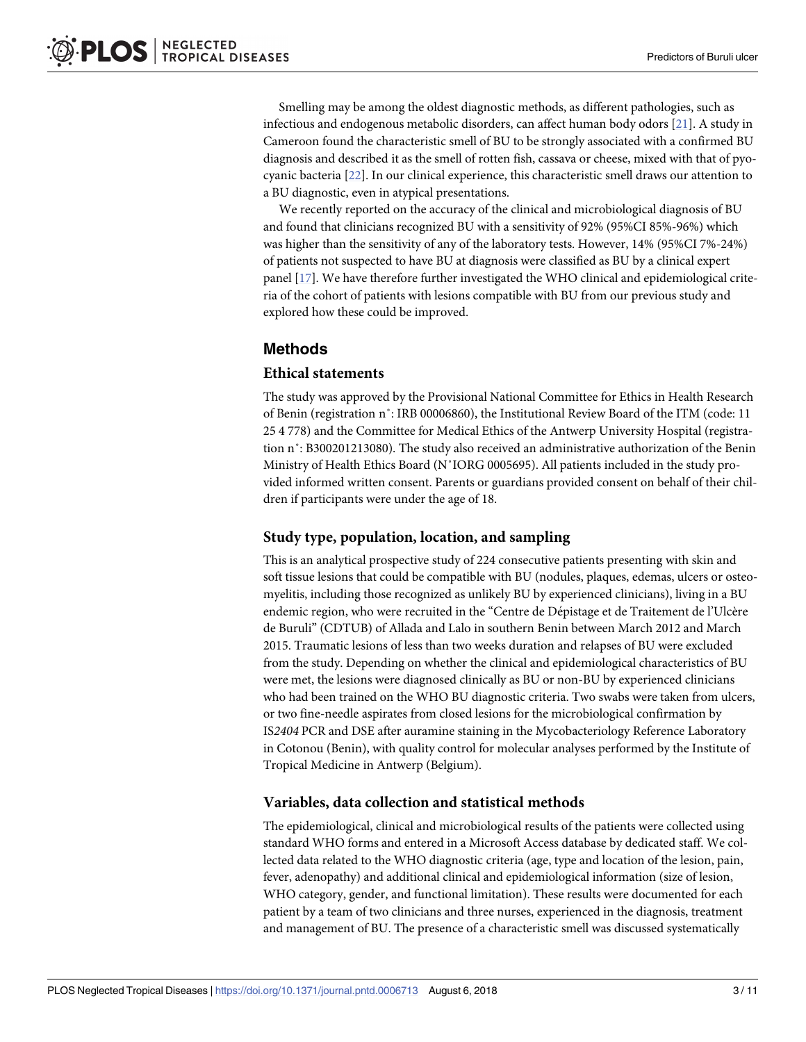Smelling may be among the oldest diagnostic methods, as different pathologies, such as infectious and endogenous metabolic disorders, can affect human body odors [21]. A study in Cameroon found the characteristic smell of BU to be strongly associated with a confirmed BU diagnosis and described it as the smell of rotten fish, cassava or cheese, mixed with that of pyocyanic bacteria [22]. In our clinical experience, this characteristic smell draws our attention to a BU diagnostic, even in atypical presentations.

We recently reported on the accuracy of the clinical and microbiological diagnosis of BU and found that clinicians recognized BU with a sensitivity of 92% (95%CI 85%-96%) which was higher than the sensitivity of any of the laboratory tests. However, 14% (95%CI 7%-24%) of patients not suspected to have BU at diagnosis were classified as BU by a clinical expert panel [17]. We have therefore further investigated the WHO clinical and epidemiological criteria of the cohort of patients with lesions compatible with BU from our previous study and explored how these could be improved.

## Methods

### Ethical statements

The study was approved by the Provisional National Committee for Ethics in Health Research of Benin (registration n˚: IRB 00006860), the Institutional Review Board of the ITM (code: 11 25 4 778) and the Committee for Medical Ethics of the Antwerp University Hospital (registration n˚: B300201213080). The study also received an administrative authorization of the Benin Ministry of Health Ethics Board (N˚IORG 0005695). All patients included in the study provided informed written consent. Parents or guardians provided consent on behalf of their children if participants were under the age of 18.

### Study type, population, location, and sampling

This is an analytical prospective study of 224 consecutive patients presenting with skin and soft tissue lesions that could be compatible with BU (nodules, plaques, edemas, ulcers or osteomyelitis, including those recognized as unlikely BU by experienced clinicians), living in a BU endemic region, who were recruited in the "Centre de Dépistage et de Traitement de l'Ulcère de Buruli" (CDTUB) of Allada and Lalo in southern Benin between March 2012 and March 2015. Traumatic lesions of less than two weeks duration and relapses of BU were excluded from the study. Depending on whether the clinical and epidemiological characteristics of BU were met, the lesions were diagnosed clinically as BU or non-BU by experienced clinicians who had been trained on the WHO BU diagnostic criteria. Two swabs were taken from ulcers, or two fine-needle aspirates from closed lesions for the microbiological confirmation by IS*2404* PCR and DSE after auramine staining in the Mycobacteriology Reference Laboratory in Cotonou (Benin), with quality control for molecular analyses performed by the Institute of Tropical Medicine in Antwerp (Belgium).

### Variables, data collection and statistical methods

The epidemiological, clinical and microbiological results of the patients were collected using standard WHO forms and entered in a Microsoft Access database by dedicated staff. We collected data related to the WHO diagnostic criteria (age, type and location of the lesion, pain, fever, adenopathy) and additional clinical and epidemiological information (size of lesion, WHO category, gender, and functional limitation). These results were documented for each patient by a team of two clinicians and three nurses, experienced in the diagnosis, treatment and management of BU. The presence of a characteristic smell was discussed systematically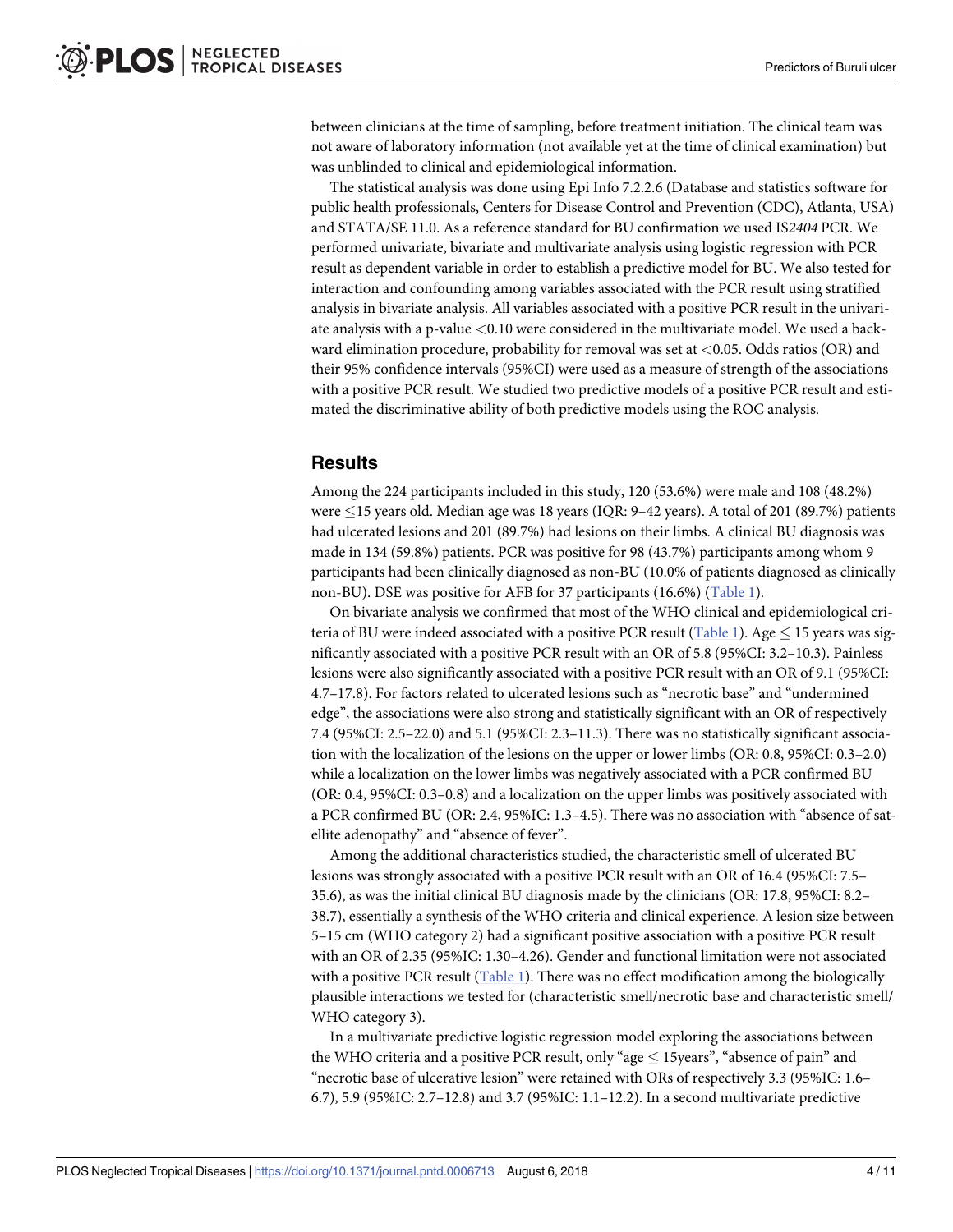between clinicians at the time of sampling, before treatment initiation. The clinical team was not aware of laboratory information (not available yet at the time of clinical examination) but was unblinded to clinical and epidemiological information.

The statistical analysis was done using Epi Info 7.2.2.6 (Database and statistics software for public health professionals, Centers for Disease Control and Prevention (CDC), Atlanta, USA) and STATA/SE 11.0. As a reference standard for BU confirmation we used IS*2404* PCR. We performed univariate, bivariate and multivariate analysis using logistic regression with PCR result as dependent variable in order to establish a predictive model for BU. We also tested for interaction and confounding among variables associated with the PCR result using stratified analysis in bivariate analysis. All variables associated with a positive PCR result in the univariate analysis with a p-value $<0.10$ were considered in the multivariate model. We used a backward elimination procedure, probability for removal was set at $<0.05$. Odds ratios (OR) and their 95% confidence intervals (95%CI) were used as a measure of strength of the associations with a positive PCR result. We studied two predictive models of a positive PCR result and estimated the discriminative ability of both predictive models using the ROC analysis.

## Results

Among the 224 participants included in this study, 120 (53.6%) were male and 108 (48.2%) were $\leq$15 years old. Median age was 18 years (IQR: 9–42 years). A total of 201 (89.7%) patients had ulcerated lesions and 201 (89.7%) had lesions on their limbs. A clinical BU diagnosis was made in 134 (59.8%) patients. PCR was positive for 98 (43.7%) participants among whom 9 participants had been clinically diagnosed as non-BU (10.0% of patients diagnosed as clinically non-BU). DSE was positive for AFB for 37 participants (16.6%) (Table 1).

On bivariate analysis we confirmed that most of the WHO clinical and epidemiological criteria of BU were indeed associated with a positive PCR result (Table 1). Age $\leq$ 15 years was significantly associated with a positive PCR result with an OR of 5.8 (95%CI: 3.2–10.3). Painless lesions were also significantly associated with a positive PCR result with an OR of 9.1 (95%CI: 4.7–17.8). For factors related to ulcerated lesions such as "necrotic base" and "undermined edge", the associations were also strong and statistically significant with an OR of respectively 7.4 (95%CI: 2.5–22.0) and 5.1 (95%CI: 2.3–11.3). There was no statistically significant association with the localization of the lesions on the upper or lower limbs (OR: 0.8, 95%CI: 0.3–2.0) while a localization on the lower limbs was negatively associated with a PCR confirmed BU (OR: 0.4, 95%CI: 0.3–0.8) and a localization on the upper limbs was positively associated with a PCR confirmed BU (OR: 2.4, 95%IC: 1.3–4.5). There was no association with "absence of satellite adenopathy" and "absence of fever".

Among the additional characteristics studied, the characteristic smell of ulcerated BU lesions was strongly associated with a positive PCR result with an OR of 16.4 (95%CI: 7.5–35.6), as was the initial clinical BU diagnosis made by the clinicians (OR: 17.8, 95%CI: 8.2–38.7), essentially a synthesis of the WHO criteria and clinical experience. A lesion size between 5–15 cm (WHO category 2) had a significant positive association with a positive PCR result with an OR of 2.35 (95%IC: 1.30–4.26). Gender and functional limitation were not associated with a positive PCR result (Table 1). There was no effect modification among the biologically plausible interactions we tested for (characteristic smell/necrotic base and characteristic smell/WHO category 3).

In a multivariate predictive logistic regression model exploring the associations between the WHO criteria and a positive PCR result, only "age $\leq$ 15years", "absence of pain" and "necrotic base of ulcerative lesion" were retained with ORs of respectively 3.3 (95%IC: 1.6–6.7), 5.9 (95%IC: 2.7–12.8) and 3.7 (95%IC: 1.1–12.2). In a second multivariate predictive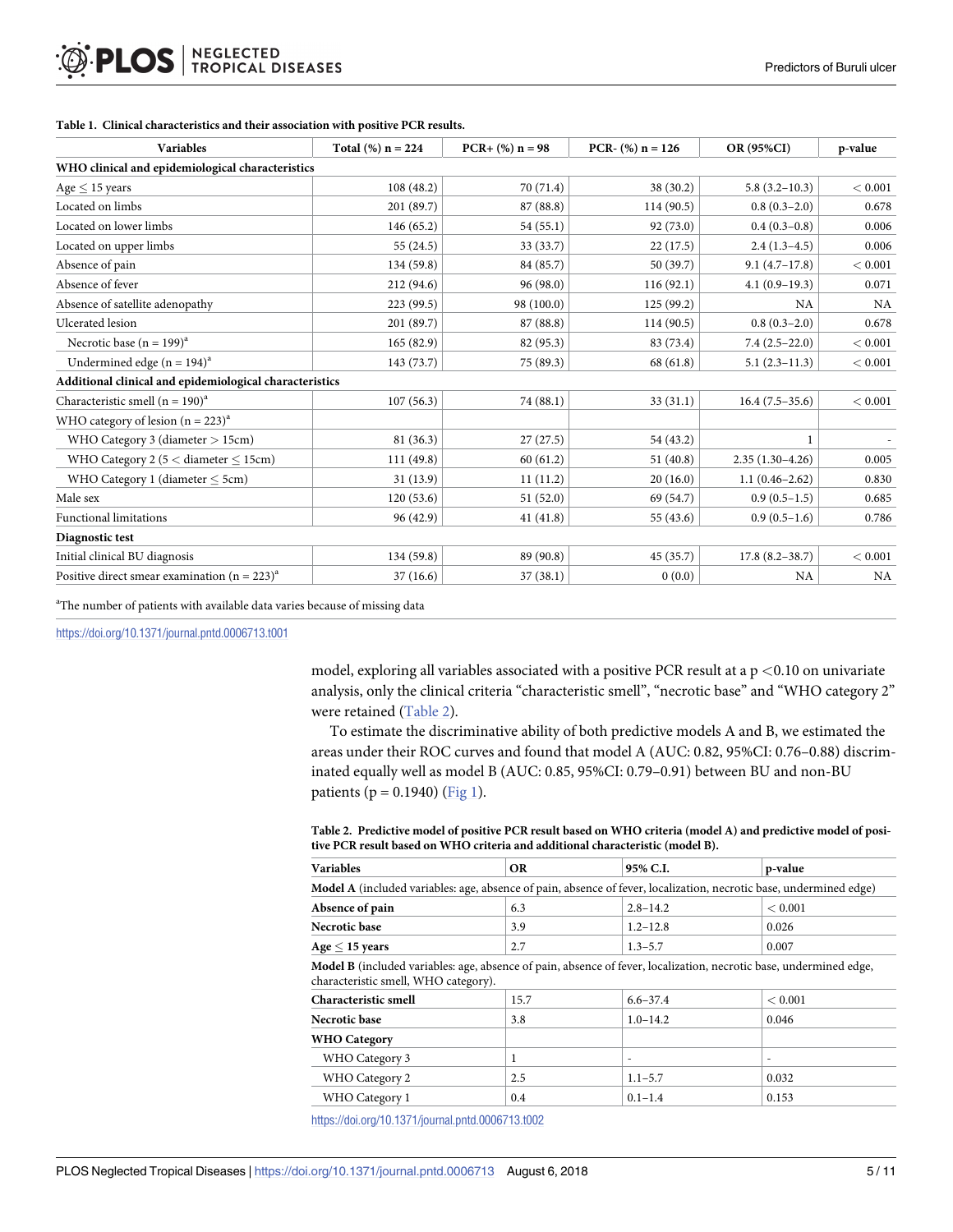**Table 1. Clinical characteristics and their association with positive PCR results.**

| Variables | Total (%) n = 224 | PCR+ (%) n = 98 | PCR- (%) n = 126 | OR (95%CI) | p-value |
|---|---|---|---|---|---|
| **WHO clinical and epidemiological characteristics** | | | | | |
| Age ≤ 15 years | 108 (48.2) | 70 (71.4) | 38 (30.2) | 5.8 (3.2–10.3) | < 0.001 |
| Located on limbs | 201 (89.7) | 87 (88.8) | 114 (90.5) | 0.8 (0.3–2.0) | 0.678 |
| Located on lower limbs | 146 (65.2) | 54 (55.1) | 92 (73.0) | 0.4 (0.3–0.8) | 0.006 |
| Located on upper limbs | 55 (24.5) | 33 (33.7) | 22 (17.5) | 2.4 (1.3–4.5) | 0.006 |
| Absence of pain | 134 (59.8) | 84 (85.7) | 50 (39.7) | 9.1 (4.7–17.8) | < 0.001 |
| Absence of fever | 212 (94.6) | 96 (98.0) | 116 (92.1) | 4.1 (0.9–19.3) | 0.071 |
| Absence of satellite adenopathy | 223 (99.5) | 98 (100.0) | 125 (99.2) | NA | NA |
| Ulcerated lesion | 201 (89.7) | 87 (88.8) | 114 (90.5) | 0.8 (0.3–2.0) | 0.678 |
| Necrotic base (n = 199)[a] | 165 (82.9) | 82 (95.3) | 83 (73.4) | 7.4 (2.5–22.0) | < 0.001 |
| Undermined edge (n = 194)[a] | 143 (73.7) | 75 (89.3) | 68 (61.8) | 5.1 (2.3–11.3) | < 0.001 |
| **Additional clinical and epidemiological characteristics** | | | | | |
| Characteristic smell (n = 190)[a] | 107 (56.3) | 74 (88.1) | 33 (31.1) | 16.4 (7.5–35.6) | < 0.001 |
| WHO category of lesion (n = 223)[a] | | | | | |
| WHO Category 3 (diameter > 15cm) | 81 (36.3) | 27 (27.5) | 54 (43.2) | 1 | - |
| WHO Category 2 (5 < diameter ≤ 15cm) | 111 (49.8) | 60 (61.2) | 51 (40.8) | 2.35 (1.30–4.26) | 0.005 |
| WHO Category 1 (diameter ≤ 5cm) | 31 (13.9) | 11 (11.2) | 20 (16.0) | 1.1 (0.46–2.62) | 0.830 |
| Male sex | 120 (53.6) | 51 (52.0) | 69 (54.7) | 0.9 (0.5–1.5) | 0.685 |
| Functional limitations | 96 (42.9) | 41 (41.8) | 55 (43.6) | 0.9 (0.5–1.6) | 0.786 |
| **Diagnostic test** | | | | | |
| Initial clinical BU diagnosis | 134 (59.8) | 89 (90.8) | 45 (35.7) | 17.8 (8.2–38.7) | < 0.001 |
| Positive direct smear examination (n = 223)[a] | 37 (16.6) | 37 (38.1) | 0 (0.0) | NA | NA |

[a]The number of patients with available data varies because of missing data

https://doi.org/10.1371/journal.pntd.0006713.t001

model, exploring all variables associated with a positive PCR result at a $p < 0.10$ on univariate analysis, only the clinical criteria "characteristic smell", "necrotic base" and "WHO category 2" were retained (Table 2).

To estimate the discriminative ability of both predictive models A and B, we estimated the areas under their ROC curves and found that model A (AUC: 0.82, 95%CI: 0.76–0.88) discriminated equally well as model B (AUC: 0.85, 95%CI: 0.79–0.91) between BU and non-BU patients ($p = 0.1940$) (Fig 1).

**Table 2. Predictive model of positive PCR result based on WHO criteria (model A) and predictive model of positive PCR result based on WHO criteria and additional characteristic (model B).**

| Variables | OR | 95% C.I. | p-value |
|---|---|---|---|
| **Model A** (included variables: age, absence of pain, absence of fever, localization, necrotic base, undermined edge) | | | |
| **Absence of pain** | 6.3 | 2.8–14.2 | < 0.001 |
| **Necrotic base** | 3.9 | 1.2–12.8 | 0.026 |
| **Age ≤ 15 years** | 2.7 | 1.3–5.7 | 0.007 |
| **Model B** (included variables: age, absence of pain, absence of fever, localization, necrotic base, undermined edge, characteristic smell, WHO category). | | | |
| **Characteristic smell** | 15.7 | 6.6–37.4 | < 0.001 |
| **Necrotic base** | 3.8 | 1.0–14.2 | 0.046 |
| **WHO Category** | | | |
| WHO Category 3 | 1 | - | - |
| WHO Category 2 | 2.5 | 1.1–5.7 | 0.032 |
| WHO Category 1 | 0.4 | 0.1–1.4 | 0.153 |

https://doi.org/10.1371/journal.pntd.0006713.t002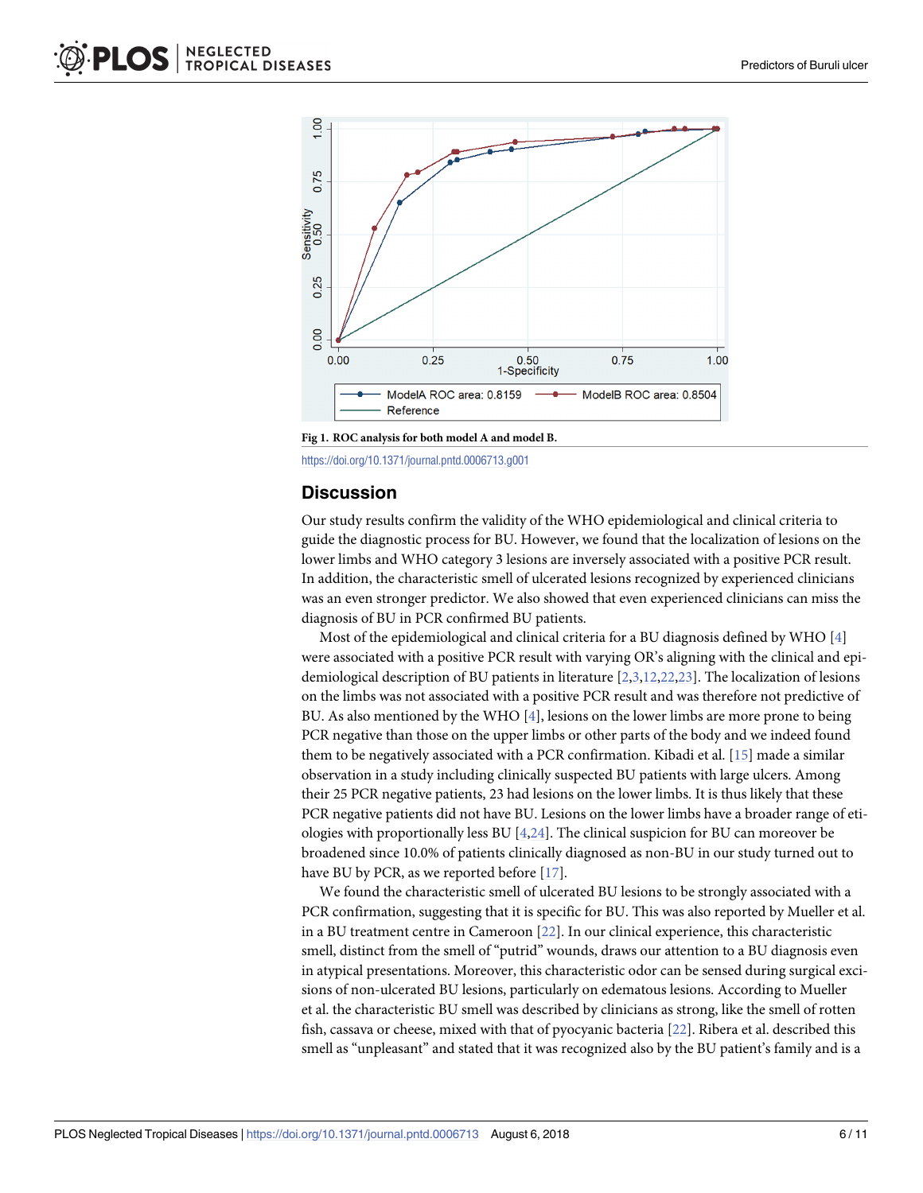Fig 1. ROC analysis for both model A and model B.

https://doi.org/10.1371/journal.pntd.0006713.g001

## Discussion

Our study results confirm the validity of the WHO epidemiological and clinical criteria to guide the diagnostic process for BU. However, we found that the localization of lesions on the lower limbs and WHO category 3 lesions are inversely associated with a positive PCR result. In addition, the characteristic smell of ulcerated lesions recognized by experienced clinicians was an even stronger predictor. We also showed that even experienced clinicians can miss the diagnosis of BU in PCR confirmed BU patients.

Most of the epidemiological and clinical criteria for a BU diagnosis defined by WHO [4] were associated with a positive PCR result with varying OR's aligning with the clinical and epidemiological description of BU patients in literature [2,3,12,22,23]. The localization of lesions on the limbs was not associated with a positive PCR result and was therefore not predictive of BU. As also mentioned by the WHO [4], lesions on the lower limbs are more prone to being PCR negative than those on the upper limbs or other parts of the body and we indeed found them to be negatively associated with a PCR confirmation. Kibadi et al. [15] made a similar observation in a study including clinically suspected BU patients with large ulcers. Among their 25 PCR negative patients, 23 had lesions on the lower limbs. It is thus likely that these PCR negative patients did not have BU. Lesions on the lower limbs have a broader range of etiologies with proportionally less BU [4,24]. The clinical suspicion for BU can moreover be broadened since 10.0% of patients clinically diagnosed as non-BU in our study turned out to have BU by PCR, as we reported before [17].

We found the characteristic smell of ulcerated BU lesions to be strongly associated with a PCR confirmation, suggesting that it is specific for BU. This was also reported by Mueller et al. in a BU treatment centre in Cameroon [22]. In our clinical experience, this characteristic smell, distinct from the smell of "putrid" wounds, draws our attention to a BU diagnosis even in atypical presentations. Moreover, this characteristic odor can be sensed during surgical excisions of non-ulcerated BU lesions, particularly on edematous lesions. According to Mueller et al. the characteristic BU smell was described by clinicians as strong, like the smell of rotten fish, cassava or cheese, mixed with that of pyocyanic bacteria [22]. Ribera et al. described this smell as "unpleasant" and stated that it was recognized also by the BU patient's family and is a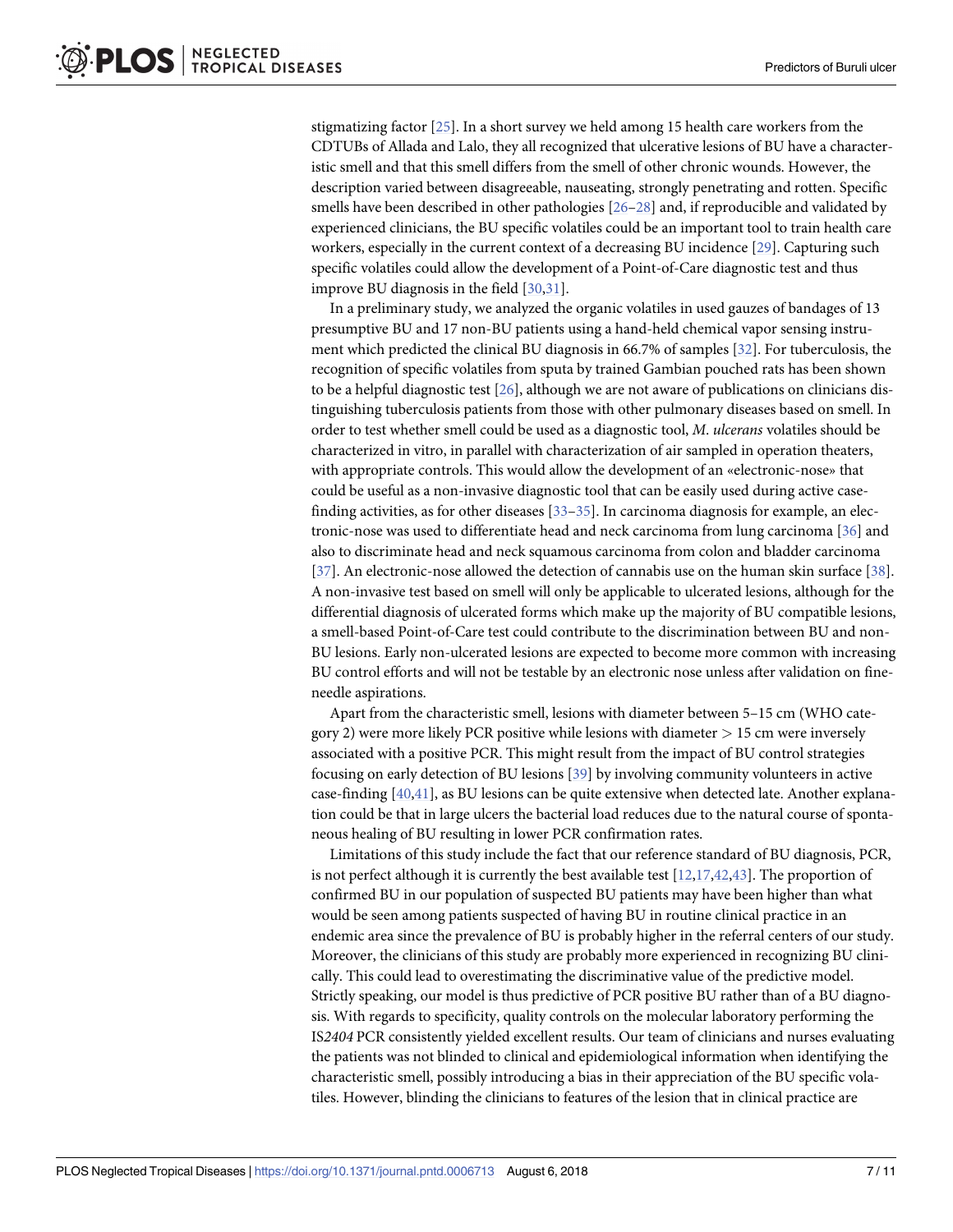stigmatizing factor [25]. In a short survey we held among 15 health care workers from the CDTUBs of Allada and Lalo, they all recognized that ulcerative lesions of BU have a characteristic smell and that this smell differs from the smell of other chronic wounds. However, the description varied between disagreeable, nauseating, strongly penetrating and rotten. Specific smells have been described in other pathologies [26–28] and, if reproducible and validated by experienced clinicians, the BU specific volatiles could be an important tool to train health care workers, especially in the current context of a decreasing BU incidence [29]. Capturing such specific volatiles could allow the development of a Point-of-Care diagnostic test and thus improve BU diagnosis in the field [30,31].

In a preliminary study, we analyzed the organic volatiles in used gauzes of bandages of 13 presumptive BU and 17 non-BU patients using a hand-held chemical vapor sensing instrument which predicted the clinical BU diagnosis in 66.7% of samples [32]. For tuberculosis, the recognition of specific volatiles from sputa by trained Gambian pouched rats has been shown to be a helpful diagnostic test [26], although we are not aware of publications on clinicians distinguishing tuberculosis patients from those with other pulmonary diseases based on smell. In order to test whether smell could be used as a diagnostic tool, *M. ulcerans* volatiles should be characterized in vitro, in parallel with characterization of air sampled in operation theaters, with appropriate controls. This would allow the development of an «electronic-nose» that could be useful as a non-invasive diagnostic tool that can be easily used during active case-finding activities, as for other diseases [33–35]. In carcinoma diagnosis for example, an electronic-nose was used to differentiate head and neck carcinoma from lung carcinoma [36] and also to discriminate head and neck squamous carcinoma from colon and bladder carcinoma [37]. An electronic-nose allowed the detection of cannabis use on the human skin surface [38]. A non-invasive test based on smell will only be applicable to ulcerated lesions, although for the differential diagnosis of ulcerated forms which make up the majority of BU compatible lesions, a smell-based Point-of-Care test could contribute to the discrimination between BU and non-BU lesions. Early non-ulcerated lesions are expected to become more common with increasing BU control efforts and will not be testable by an electronic nose unless after validation on fine-needle aspirations.

Apart from the characteristic smell, lesions with diameter between 5–15 cm (WHO category 2) were more likely PCR positive while lesions with diameter $> 15$ cm were inversely associated with a positive PCR. This might result from the impact of BU control strategies focusing on early detection of BU lesions [39] by involving community volunteers in active case-finding [40,41], as BU lesions can be quite extensive when detected late. Another explanation could be that in large ulcers the bacterial load reduces due to the natural course of spontaneous healing of BU resulting in lower PCR confirmation rates.

Limitations of this study include the fact that our reference standard of BU diagnosis, PCR, is not perfect although it is currently the best available test [12,17,42,43]. The proportion of confirmed BU in our population of suspected BU patients may have been higher than what would be seen among patients suspected of having BU in routine clinical practice in an endemic area since the prevalence of BU is probably higher in the referral centers of our study. Moreover, the clinicians of this study are probably more experienced in recognizing BU clinically. This could lead to overestimating the discriminative value of the predictive model. Strictly speaking, our model is thus predictive of PCR positive BU rather than of a BU diagnosis. With regards to specificity, quality controls on the molecular laboratory performing the IS*2404* PCR consistently yielded excellent results. Our team of clinicians and nurses evaluating the patients was not blinded to clinical and epidemiological information when identifying the characteristic smell, possibly introducing a bias in their appreciation of the BU specific volatiles. However, blinding the clinicians to features of the lesion that in clinical practice are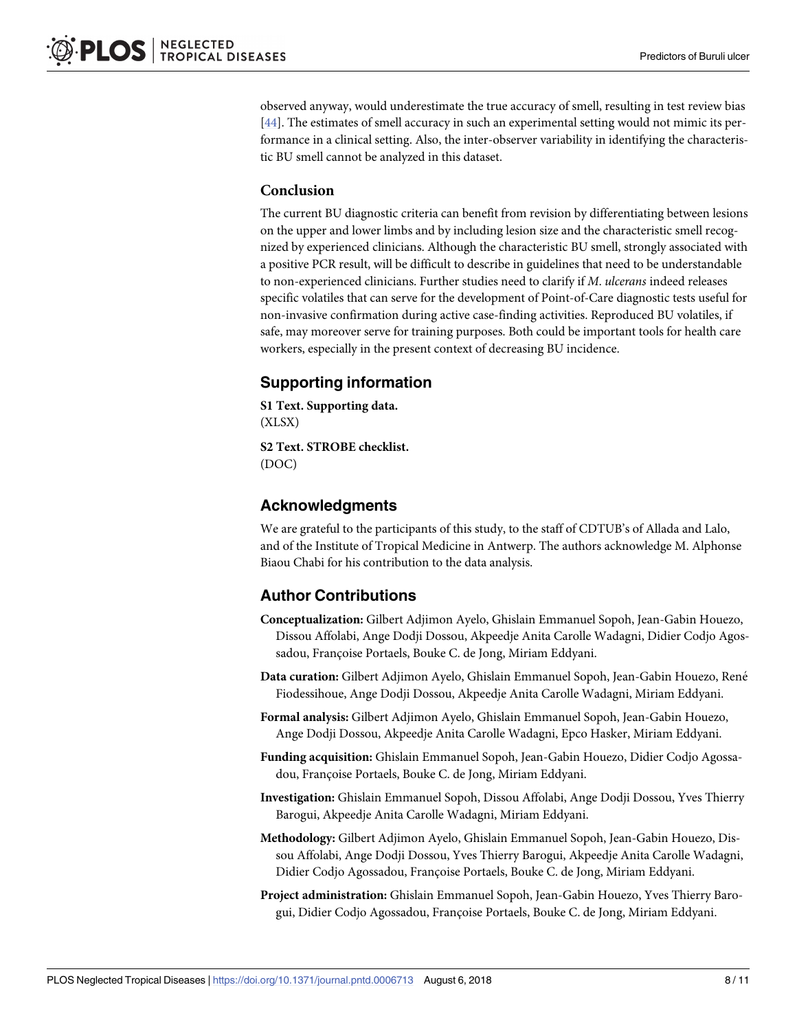observed anyway, would underestimate the true accuracy of smell, resulting in test review bias [44]. The estimates of smell accuracy in such an experimental setting would not mimic its performance in a clinical setting. Also, the inter-observer variability in identifying the characteristic BU smell cannot be analyzed in this dataset.

### Conclusion

The current BU diagnostic criteria can benefit from revision by differentiating between lesions on the upper and lower limbs and by including lesion size and the characteristic smell recognized by experienced clinicians. Although the characteristic BU smell, strongly associated with a positive PCR result, will be difficult to describe in guidelines that need to be understandable to non-experienced clinicians. Further studies need to clarify if *M*. *ulcerans* indeed releases specific volatiles that can serve for the development of Point-of-Care diagnostic tests useful for non-invasive confirmation during active case-finding activities. Reproduced BU volatiles, if safe, may moreover serve for training purposes. Both could be important tools for health care workers, especially in the present context of decreasing BU incidence.

## Supporting information

**S1 Text. Supporting data.**
(XLSX)

**S2 Text. STROBE checklist.**
(DOC)

## Acknowledgments

We are grateful to the participants of this study, to the staff of CDTUB's of Allada and Lalo, and of the Institute of Tropical Medicine in Antwerp. The authors acknowledge M. Alphonse Biaou Chabi for his contribution to the data analysis.

## Author Contributions

**Conceptualization:** Gilbert Adjimon Ayelo, Ghislain Emmanuel Sopoh, Jean-Gabin Houezo, Dissou Affolabi, Ange Dodji Dossou, Akpeedje Anita Carolle Wadagni, Didier Codjo Agossadou, Françoise Portaels, Bouke C. de Jong, Miriam Eddyani.

**Data curation:** Gilbert Adjimon Ayelo, Ghislain Emmanuel Sopoh, Jean-Gabin Houezo, René Fiodessihoue, Ange Dodji Dossou, Akpeedje Anita Carolle Wadagni, Miriam Eddyani.

**Formal analysis:** Gilbert Adjimon Ayelo, Ghislain Emmanuel Sopoh, Jean-Gabin Houezo, Ange Dodji Dossou, Akpeedje Anita Carolle Wadagni, Epco Hasker, Miriam Eddyani.

**Funding acquisition:** Ghislain Emmanuel Sopoh, Jean-Gabin Houezo, Didier Codjo Agossadou, Françoise Portaels, Bouke C. de Jong, Miriam Eddyani.

**Investigation:** Ghislain Emmanuel Sopoh, Dissou Affolabi, Ange Dodji Dossou, Yves Thierry Barogui, Akpeedje Anita Carolle Wadagni, Miriam Eddyani.

**Methodology:** Gilbert Adjimon Ayelo, Ghislain Emmanuel Sopoh, Jean-Gabin Houezo, Dissou Affolabi, Ange Dodji Dossou, Yves Thierry Barogui, Akpeedje Anita Carolle Wadagni, Didier Codjo Agossadou, Françoise Portaels, Bouke C. de Jong, Miriam Eddyani.

**Project administration:** Ghislain Emmanuel Sopoh, Jean-Gabin Houezo, Yves Thierry Barogui, Didier Codjo Agossadou, Françoise Portaels, Bouke C. de Jong, Miriam Eddyani.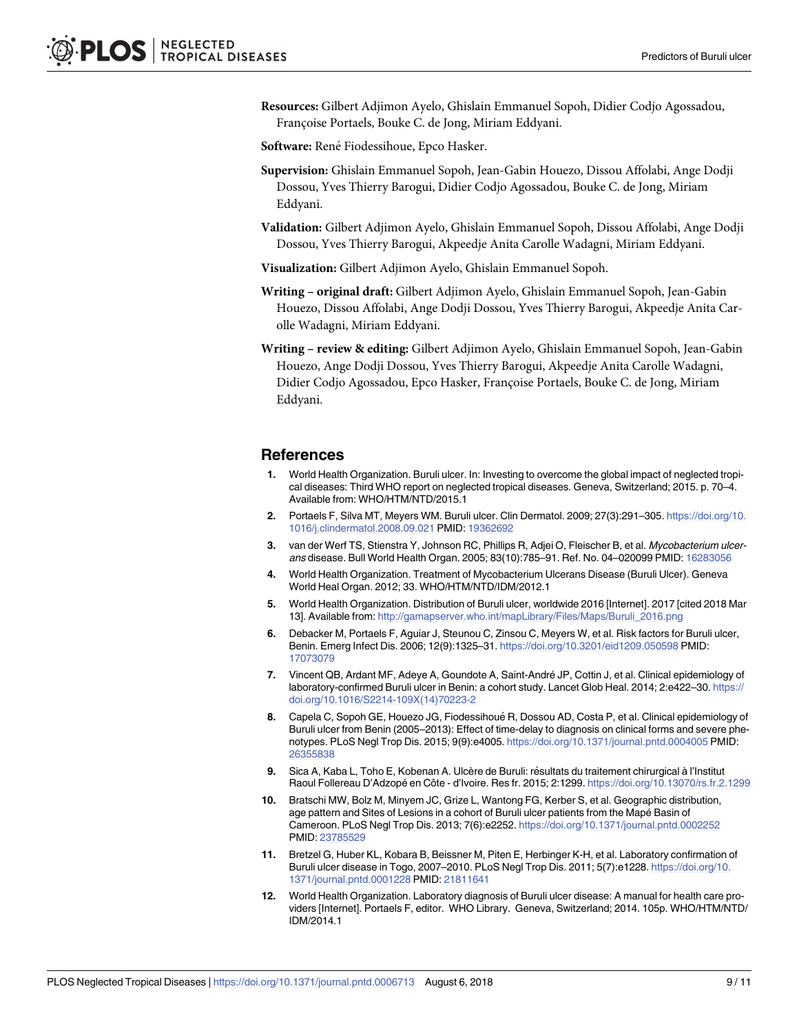**Resources:** Gilbert Adjimon Ayelo, Ghislain Emmanuel Sopoh, Didier Codjo Agossadou, Françoise Portaels, Bouke C. de Jong, Miriam Eddyani.

**Software:** René Fiodessihoue, Epco Hasker.

**Supervision:** Ghislain Emmanuel Sopoh, Jean-Gabin Houezo, Dissou Affolabi, Ange Dodji Dossou, Yves Thierry Barogui, Didier Codjo Agossadou, Bouke C. de Jong, Miriam Eddyani.

**Validation:** Gilbert Adjimon Ayelo, Ghislain Emmanuel Sopoh, Dissou Affolabi, Ange Dodji Dossou, Yves Thierry Barogui, Akpeedje Anita Carolle Wadagni, Miriam Eddyani.

**Visualization:** Gilbert Adjimon Ayelo, Ghislain Emmanuel Sopoh.

**Writing – original draft:** Gilbert Adjimon Ayelo, Ghislain Emmanuel Sopoh, Jean-Gabin Houezo, Dissou Affolabi, Ange Dodji Dossou, Yves Thierry Barogui, Akpeedje Anita Carolle Wadagni, Miriam Eddyani.

**Writing – review & editing:** Gilbert Adjimon Ayelo, Ghislain Emmanuel Sopoh, Jean-Gabin Houezo, Ange Dodji Dossou, Yves Thierry Barogui, Akpeedje Anita Carolle Wadagni, Didier Codjo Agossadou, Epco Hasker, Françoise Portaels, Bouke C. de Jong, Miriam Eddyani.

## References

1. World Health Organization. Buruli ulcer. In: Investing to overcome the global impact of neglected tropical diseases: Third WHO report on neglected tropical diseases. Geneva, Switzerland; 2015. p. 70–4. Available from: WHO/HTM/NTD/2015.1
2. Portaels F, Silva MT, Meyers WM. Buruli ulcer. Clin Dermatol. 2009; 27(3):291–305. https://doi.org/10.1016/j.clindermatol.2008.09.021 PMID: 19362692
3. van der Werf TS, Stienstra Y, Johnson RC, Phillips R, Adjei O, Fleischer B, et al. *Mycobacterium ulcerans* disease. Bull World Health Organ. 2005; 83(10):785–91. Ref. No. 04–020099 PMID: 16283056
4. World Health Organization. Treatment of Mycobacterium Ulcerans Disease (Buruli Ulcer). Geneva World Heal Organ. 2012; 33. WHO/HTM/NTD/IDM/2012.1
5. World Health Organization. Distribution of Buruli ulcer, worldwide 2016 [Internet]. 2017 [cited 2018 Mar 13]. Available from: http://gamapserver.who.int/mapLibrary/Files/Maps/Buruli_2016.png
6. Debacker M, Portaels F, Aguiar J, Steunou C, Zinsou C, Meyers W, et al. Risk factors for Buruli ulcer, Benin. Emerg Infect Dis. 2006; 12(9):1325–31. https://doi.org/10.3201/eid1209.050598 PMID: 17073079
7. Vincent QB, Ardant MF, Adeye A, Goundote A, Saint-André JP, Cottin J, et al. Clinical epidemiology of laboratory-confirmed Buruli ulcer in Benin: a cohort study. Lancet Glob Heal. 2014; 2:e422–30. https://doi.org/10.1016/S2214-109X(14)70223-2
8. Capela C, Sopoh GE, Houezo JG, Fiodessihoué R, Dossou AD, Costa P, et al. Clinical epidemiology of Buruli ulcer from Benin (2005–2013): Effect of time-delay to diagnosis on clinical forms and severe phenotypes. PLoS Negl Trop Dis. 2015; 9(9):e4005. https://doi.org/10.1371/journal.pntd.0004005 PMID: 26355838
9. Sica A, Kaba L, Toho E, Kobenan A. Ulcère de Buruli: résultats du traitement chirurgical à l'Institut Raoul Follereau D'Adzopé en Côte - d'Ivoire. Res fr. 2015; 2:1299. https://doi.org/10.13070/rs.fr.2.1299
10. Bratschi MW, Bolz M, Minyem JC, Grize L, Wantong FG, Kerber S, et al. Geographic distribution, age pattern and Sites of Lesions in a cohort of Buruli ulcer patients from the Mapé Basin of Cameroon. PLoS Negl Trop Dis. 2013; 7(6):e2252. https://doi.org/10.1371/journal.pntd.0002252 PMID: 23785529
11. Bretzel G, Huber KL, Kobara B, Beissner M, Piten E, Herbinger K-H, et al. Laboratory confirmation of Buruli ulcer disease in Togo, 2007–2010. PLoS Negl Trop Dis. 2011; 5(7):e1228. https://doi.org/10.1371/journal.pntd.0001228 PMID: 21811641
12. World Health Organization. Laboratory diagnosis of Buruli ulcer disease: A manual for health care providers [Internet]. Portaels F, editor. WHO Library. Geneva, Switzerland; 2014. 105p. WHO/HTM/NTD/IDM/2014.1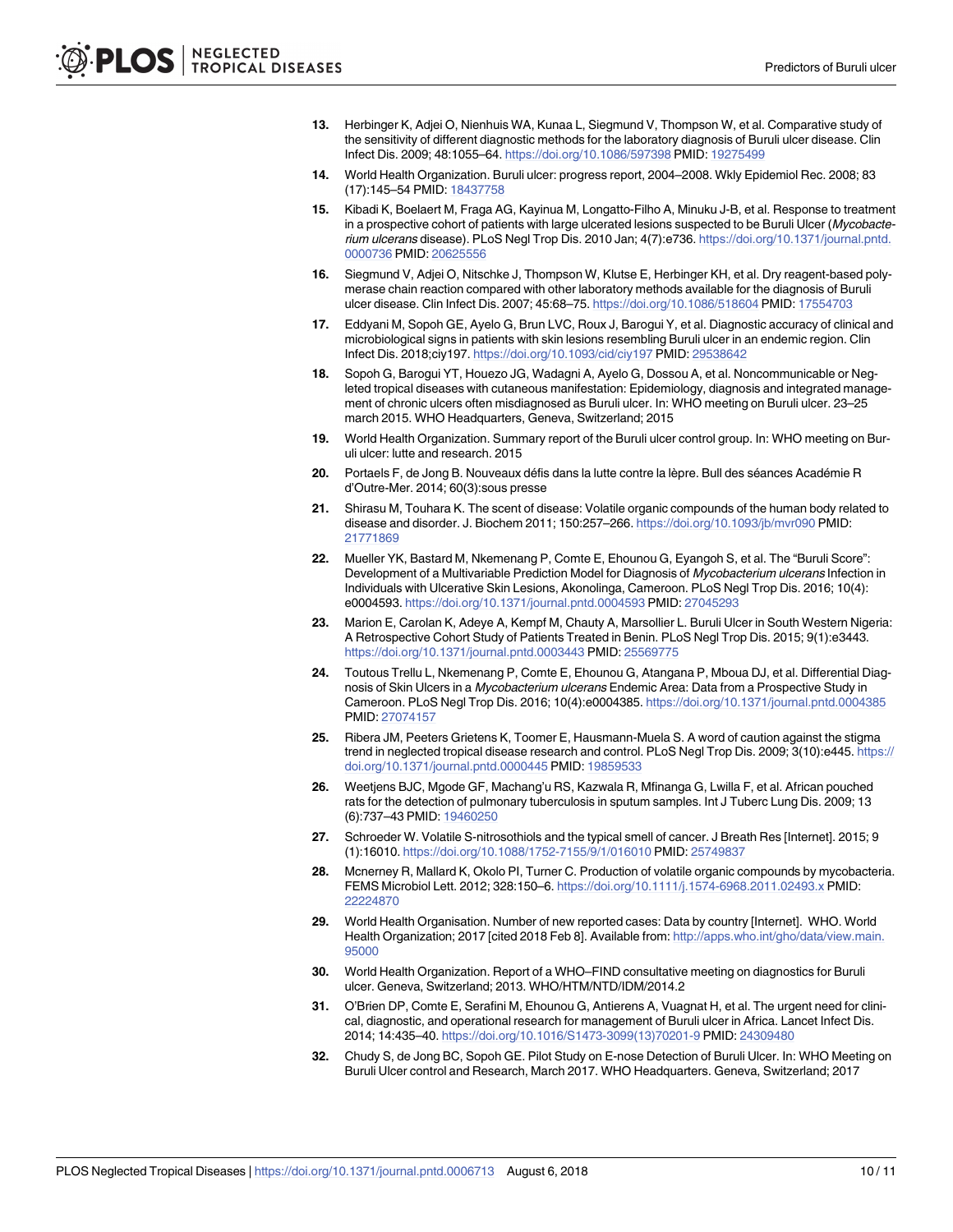13. Herbinger K, Adjei O, Nienhuis WA, Kunaa L, Siegmund V, Thompson W, et al. Comparative study of the sensitivity of different diagnostic methods for the laboratory diagnosis of Buruli ulcer disease. Clin Infect Dis. 2009; 48:1055–64. https://doi.org/10.1086/597398 PMID: 19275499

14. World Health Organization. Buruli ulcer: progress report, 2004–2008. Wkly Epidemiol Rec. 2008; 83 (17):145–54 PMID: 18437758

15. Kibadi K, Boelaert M, Fraga AG, Kayinua M, Longatto-Filho A, Minuku J-B, et al. Response to treatment in a prospective cohort of patients with large ulcerated lesions suspected to be Buruli Ulcer (*Mycobacterium ulcerans* disease). PLoS Negl Trop Dis. 2010 Jan; 4(7):e736. https://doi.org/10.1371/journal.pntd.0000736 PMID: 20625556

16. Siegmund V, Adjei O, Nitschke J, Thompson W, Klutse E, Herbinger KH, et al. Dry reagent-based polymerase chain reaction compared with other laboratory methods available for the diagnosis of Buruli ulcer disease. Clin Infect Dis. 2007; 45:68–75. https://doi.org/10.1086/518604 PMID: 17554703

17. Eddyani M, Sopoh GE, Ayelo G, Brun LVC, Roux J, Barogui Y, et al. Diagnostic accuracy of clinical and microbiological signs in patients with skin lesions resembling Buruli ulcer in an endemic region. Clin Infect Dis. 2018;ciy197. https://doi.org/10.1093/cid/ciy197 PMID: 29538642

18. Sopoh G, Barogui YT, Houezo JG, Wadagni A, Ayelo G, Dossou A, et al. Noncommunicable or Neglected tropical diseases with cutaneous manifestation: Epidemiology, diagnosis and integrated management of chronic ulcers often misdiagnosed as Buruli ulcer. In: WHO meeting on Buruli ulcer. 23–25 march 2015. WHO Headquarters, Geneva, Switzerland; 2015

19. World Health Organization. Summary report of the Buruli ulcer control group. In: WHO meeting on Buruli ulcer: lutte and research. 2015

20. Portaels F, de Jong B. Nouveaux défis dans la lutte contre la lèpre. Bull des séances Académie R d'Outre-Mer. 2014; 60(3):sous presse

21. Shirasu M, Touhara K. The scent of disease: Volatile organic compounds of the human body related to disease and disorder. J. Biochem 2011; 150:257–266. https://doi.org/10.1093/jb/mvr090 PMID: 21771869

22. Mueller YK, Bastard M, Nkemenang P, Comte E, Ehounou G, Eyangoh S, et al. The "Buruli Score": Development of a Multivariable Prediction Model for Diagnosis of *Mycobacterium ulcerans* Infection in Individuals with Ulcerative Skin Lesions, Akonolinga, Cameroon. PLoS Negl Trop Dis. 2016; 10(4): e0004593. https://doi.org/10.1371/journal.pntd.0004593 PMID: 27045293

23. Marion E, Carolan K, Adeye A, Kempf M, Chauty A, Marsollier L. Buruli Ulcer in South Western Nigeria: A Retrospective Cohort Study of Patients Treated in Benin. PLoS Negl Trop Dis. 2015; 9(1):e3443. https://doi.org/10.1371/journal.pntd.0003443 PMID: 25569775

24. Toutous Trellu L, Nkemenang P, Comte E, Ehounou G, Atangana P, Mboua DJ, et al. Differential Diagnosis of Skin Ulcers in a *Mycobacterium ulcerans* Endemic Area: Data from a Prospective Study in Cameroon. PLoS Negl Trop Dis. 2016; 10(4):e0004385. https://doi.org/10.1371/journal.pntd.0004385 PMID: 27074157

25. Ribera JM, Peeters Grietens K, Toomer E, Hausmann-Muela S. A word of caution against the stigma trend in neglected tropical disease research and control. PLoS Negl Trop Dis. 2009; 3(10):e445. https://doi.org/10.1371/journal.pntd.0000445 PMID: 19859533

26. Weetjens BJC, Mgode GF, Machang'u RS, Kazwala R, Mfinanga G, Lwilla F, et al. African pouched rats for the detection of pulmonary tuberculosis in sputum samples. Int J Tuberc Lung Dis. 2009; 13 (6):737–43 PMID: 19460250

27. Schroeder W. Volatile S-nitrosothiols and the typical smell of cancer. J Breath Res [Internet]. 2015; 9 (1):16010. https://doi.org/10.1088/1752-7155/9/1/016010 PMID: 25749837

28. Mcnerney R, Mallard K, Okolo PI, Turner C. Production of volatile organic compounds by mycobacteria. FEMS Microbiol Lett. 2012; 328:150–6. https://doi.org/10.1111/j.1574-6968.2011.02493.x PMID: 22224870

29. World Health Organisation. Number of new reported cases: Data by country [Internet]. WHO. World Health Organization; 2017 [cited 2018 Feb 8]. Available from: http://apps.who.int/gho/data/view.main.95000

30. World Health Organization. Report of a WHO–FIND consultative meeting on diagnostics for Buruli ulcer. Geneva, Switzerland; 2013. WHO/HTM/NTD/IDM/2014.2

31. O'Brien DP, Comte E, Serafini M, Ehounou G, Antierens A, Vuagnat H, et al. The urgent need for clinical, diagnostic, and operational research for management of Buruli ulcer in Africa. Lancet Infect Dis. 2014; 14:435–40. https://doi.org/10.1016/S1473-3099(13)70201-9 PMID: 24309480

32. Chudy S, de Jong BC, Sopoh GE. Pilot Study on E-nose Detection of Buruli Ulcer. In: WHO Meeting on Buruli Ulcer control and Research, March 2017. WHO Headquarters. Geneva, Switzerland; 2017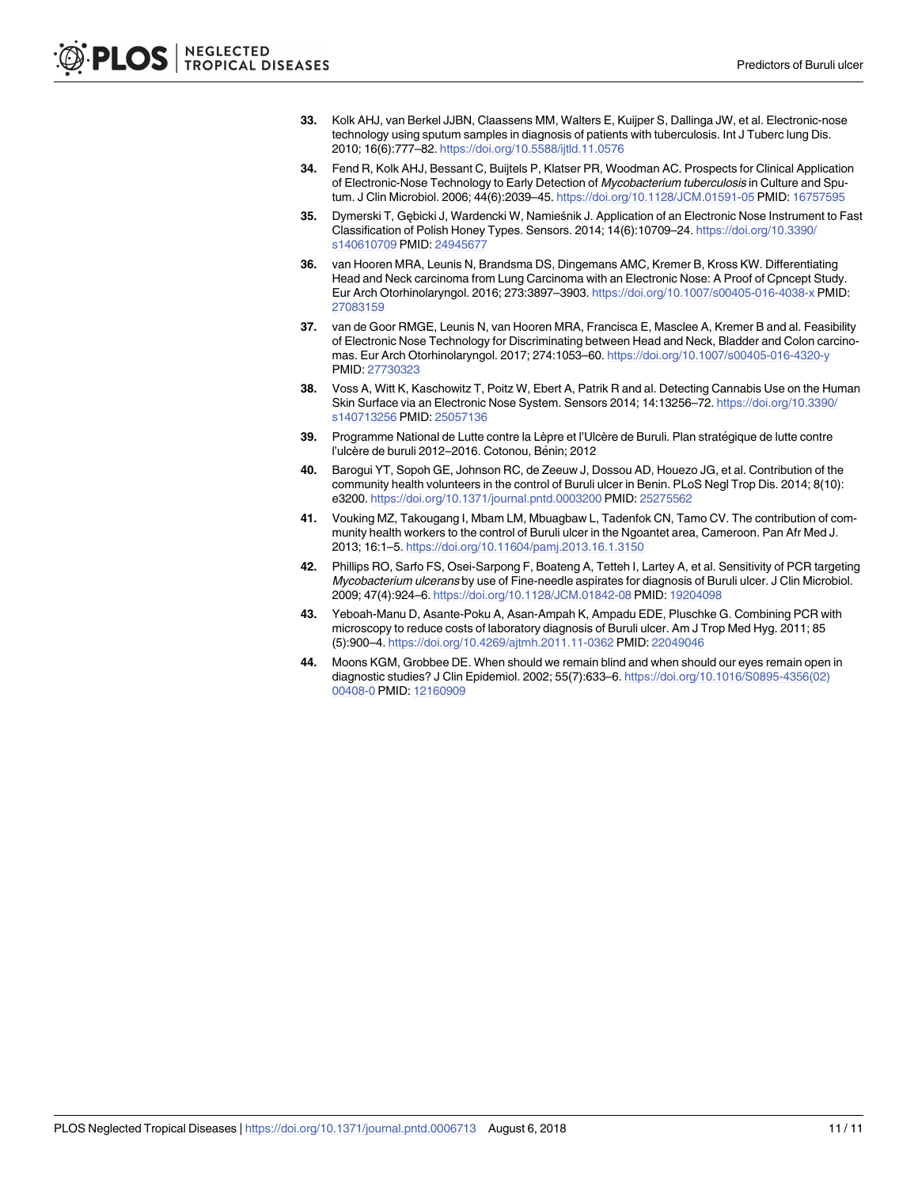33. Kolk AHJ, van Berkel JJBN, Claassens MM, Walters E, Kuijper S, Dallinga JW, et al. Electronic-nose technology using sputum samples in diagnosis of patients with tuberculosis. Int J Tuberc lung Dis. 2010; 16(6):777–82. https://doi.org/10.5588/ijtld.11.0576

34. Fend R, Kolk AHJ, Bessant C, Buijtels P, Klatser PR, Woodman AC. Prospects for Clinical Application of Electronic-Nose Technology to Early Detection of *Mycobacterium tuberculosis* in Culture and Sputum. J Clin Microbiol. 2006; 44(6):2039–45. https://doi.org/10.1128/JCM.01591-05 PMID: 16757595

35. Dymerski T, Gębicki J, Wardencki W, Namieśnik J. Application of an Electronic Nose Instrument to Fast Classification of Polish Honey Types. Sensors. 2014; 14(6):10709–24. https://doi.org/10.3390/s140610709 PMID: 24945677

36. van Hooren MRA, Leunis N, Brandsma DS, Dingemans AMC, Kremer B, Kross KW. Differentiating Head and Neck carcinoma from Lung Carcinoma with an Electronic Nose: A Proof of Cpncept Study. Eur Arch Otorhinolaryngol. 2016; 273:3897–3903. https://doi.org/10.1007/s00405-016-4038-x PMID: 27083159

37. van de Goor RMGE, Leunis N, van Hooren MRA, Francisca E, Masclee A, Kremer B and al. Feasibility of Electronic Nose Technology for Discriminating between Head and Neck, Bladder and Colon carcinomas. Eur Arch Otorhinolaryngol. 2017; 274:1053–60. https://doi.org/10.1007/s00405-016-4320-y PMID: 27730323

38. Voss A, Witt K, Kaschowitz T, Poitz W, Ebert A, Patrik R and al. Detecting Cannabis Use on the Human Skin Surface via an Electronic Nose System. Sensors 2014; 14:13256–72. https://doi.org/10.3390/s140713256 PMID: 25057136

39. Programme National de Lutte contre la Lèpre et l'Ulcère de Buruli. Plan stratégique de lutte contre l'ulcère de buruli 2012–2016. Cotonou, Bénin; 2012

40. Barogui YT, Sopoh GE, Johnson RC, de Zeeuw J, Dossou AD, Houezo JG, et al. Contribution of the community health volunteers in the control of Buruli ulcer in Benin. PLoS Negl Trop Dis. 2014; 8(10): e3200. https://doi.org/10.1371/journal.pntd.0003200 PMID: 25275562

41. Vouking MZ, Takougang I, Mbam LM, Mbuagbaw L, Tadenfok CN, Tamo CV. The contribution of community health workers to the control of Buruli ulcer in the Ngoantet area, Cameroon. Pan Afr Med J. 2013; 16:1–5. https://doi.org/10.11604/pamj.2013.16.1.3150

42. Phillips RO, Sarfo FS, Osei-Sarpong F, Boateng A, Tetteh I, Lartey A, et al. Sensitivity of PCR targeting *Mycobacterium ulcerans* by use of Fine-needle aspirates for diagnosis of Buruli ulcer. J Clin Microbiol. 2009; 47(4):924–6. https://doi.org/10.1128/JCM.01842-08 PMID: 19204098

43. Yeboah-Manu D, Asante-Poku A, Asan-Ampah K, Ampadu EDE, Pluschke G. Combining PCR with microscopy to reduce costs of laboratory diagnosis of Buruli ulcer. Am J Trop Med Hyg. 2011; 85 (5):900–4. https://doi.org/10.4269/ajtmh.2011.11-0362 PMID: 22049046

44. Moons KGM, Grobbee DE. When should we remain blind and when should our eyes remain open in diagnostic studies? J Clin Epidemiol. 2002; 55(7):633–6. https://doi.org/10.1016/S0895-4356(02)00408-0 PMID: 12160909